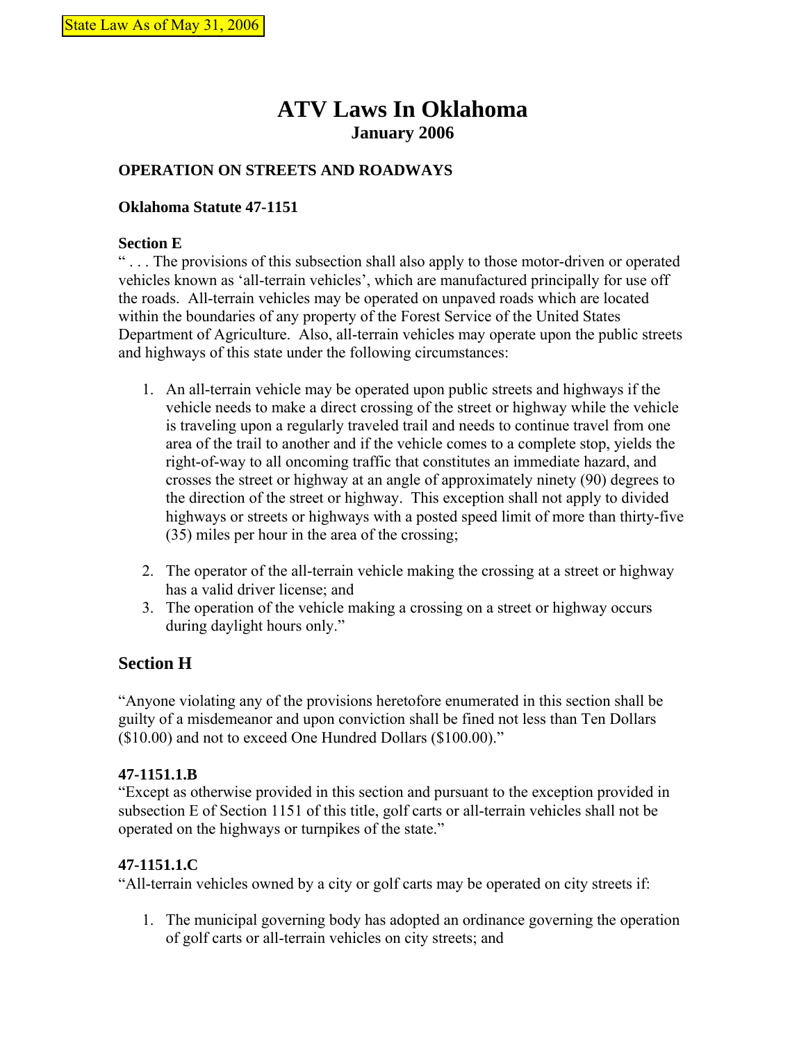State Law As of May 31, 2006

# ATV Laws In Oklahoma

**January 2006**

### OPERATION ON STREETS AND ROADWAYS

**Oklahoma Statute 47-1151**

**Section E**

" . . . The provisions of this subsection shall also apply to those motor-driven or operated vehicles known as 'all-terrain vehicles', which are manufactured principally for use off the roads. All-terrain vehicles may be operated on unpaved roads which are located within the boundaries of any property of the Forest Service of the United States Department of Agriculture. Also, all-terrain vehicles may operate upon the public streets and highways of this state under the following circumstances:

1. An all-terrain vehicle may be operated upon public streets and highways if the vehicle needs to make a direct crossing of the street or highway while the vehicle is traveling upon a regularly traveled trail and needs to continue travel from one area of the trail to another and if the vehicle comes to a complete stop, yields the right-of-way to all oncoming traffic that constitutes an immediate hazard, and crosses the street or highway at an angle of approximately ninety (90) degrees to the direction of the street or highway. This exception shall not apply to divided highways or streets or highways with a posted speed limit of more than thirty-five (35) miles per hour in the area of the crossing;

2. The operator of the all-terrain vehicle making the crossing at a street or highway has a valid driver license; and
3. The operation of the vehicle making a crossing on a street or highway occurs during daylight hours only."

## Section H

"Anyone violating any of the provisions heretofore enumerated in this section shall be guilty of a misdemeanor and upon conviction shall be fined not less than Ten Dollars ($10.00) and not to exceed One Hundred Dollars ($100.00)."

**47-1151.1.B**

"Except as otherwise provided in this section and pursuant to the exception provided in subsection E of Section 1151 of this title, golf carts or all-terrain vehicles shall not be operated on the highways or turnpikes of the state."

**47-1151.1.C**

"All-terrain vehicles owned by a city or golf carts may be operated on city streets if:

1. The municipal governing body has adopted an ordinance governing the operation of golf carts or all-terrain vehicles on city streets; and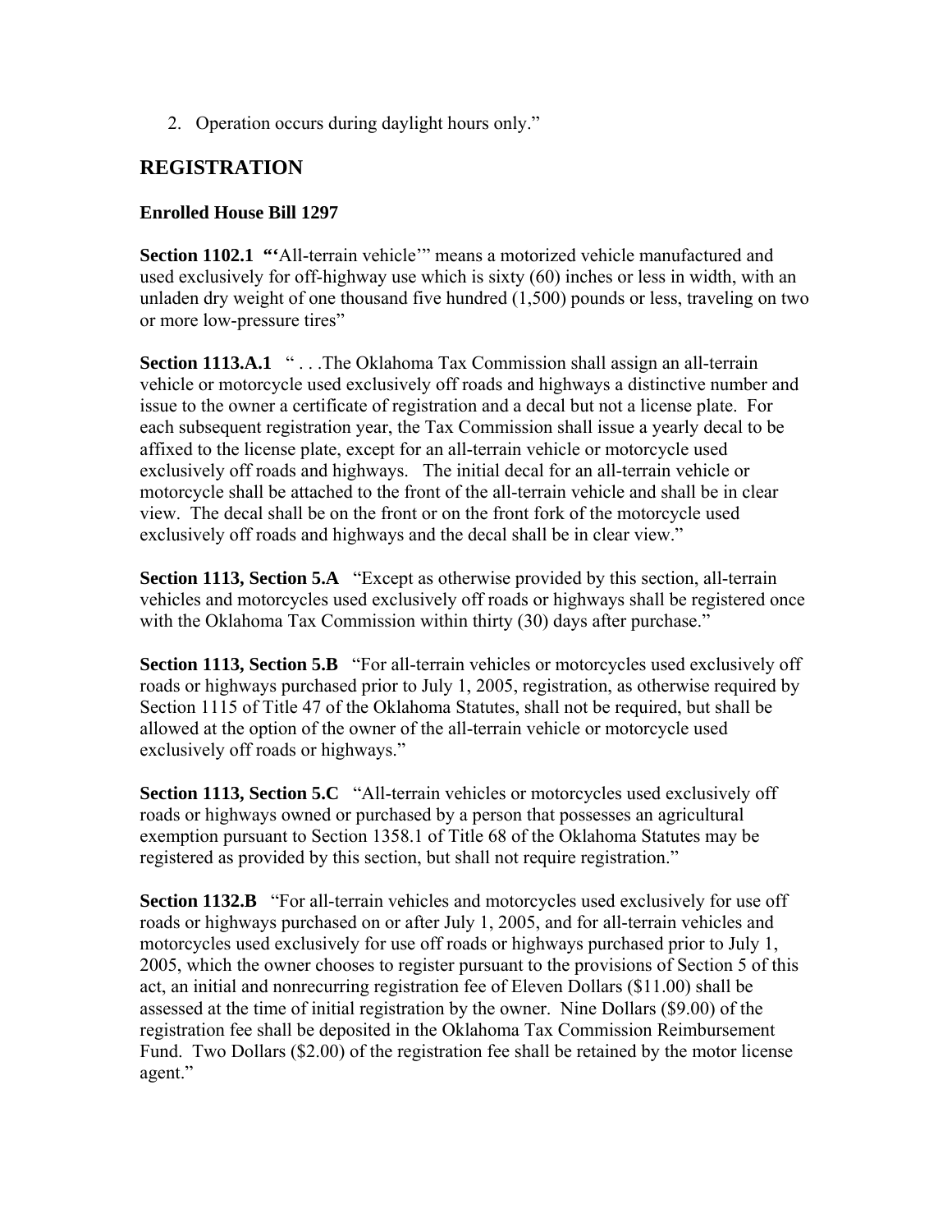2. Operation occurs during daylight hours only."

## REGISTRATION

**Enrolled House Bill 1297**

**Section 1102.1** **"'**All-terrain vehicle'" means a motorized vehicle manufactured and used exclusively for off-highway use which is sixty (60) inches or less in width, with an unladen dry weight of one thousand five hundred (1,500) pounds or less, traveling on two or more low-pressure tires"

**Section 1113.A.1** " . . .The Oklahoma Tax Commission shall assign an all-terrain vehicle or motorcycle used exclusively off roads and highways a distinctive number and issue to the owner a certificate of registration and a decal but not a license plate. For each subsequent registration year, the Tax Commission shall issue a yearly decal to be affixed to the license plate, except for an all-terrain vehicle or motorcycle used exclusively off roads and highways. The initial decal for an all-terrain vehicle or motorcycle shall be attached to the front of the all-terrain vehicle and shall be in clear view. The decal shall be on the front or on the front fork of the motorcycle used exclusively off roads and highways and the decal shall be in clear view."

**Section 1113, Section 5.A** "Except as otherwise provided by this section, all-terrain vehicles and motorcycles used exclusively off roads or highways shall be registered once with the Oklahoma Tax Commission within thirty (30) days after purchase."

**Section 1113, Section 5.B** "For all-terrain vehicles or motorcycles used exclusively off roads or highways purchased prior to July 1, 2005, registration, as otherwise required by Section 1115 of Title 47 of the Oklahoma Statutes, shall not be required, but shall be allowed at the option of the owner of the all-terrain vehicle or motorcycle used exclusively off roads or highways."

**Section 1113, Section 5.C** "All-terrain vehicles or motorcycles used exclusively off roads or highways owned or purchased by a person that possesses an agricultural exemption pursuant to Section 1358.1 of Title 68 of the Oklahoma Statutes may be registered as provided by this section, but shall not require registration."

**Section 1132.B** "For all-terrain vehicles and motorcycles used exclusively for use off roads or highways purchased on or after July 1, 2005, and for all-terrain vehicles and motorcycles used exclusively for use off roads or highways purchased prior to July 1, 2005, which the owner chooses to register pursuant to the provisions of Section 5 of this act, an initial and nonrecurring registration fee of Eleven Dollars ($11.00) shall be assessed at the time of initial registration by the owner. Nine Dollars ($9.00) of the registration fee shall be deposited in the Oklahoma Tax Commission Reimbursement Fund. Two Dollars ($2.00) of the registration fee shall be retained by the motor license agent."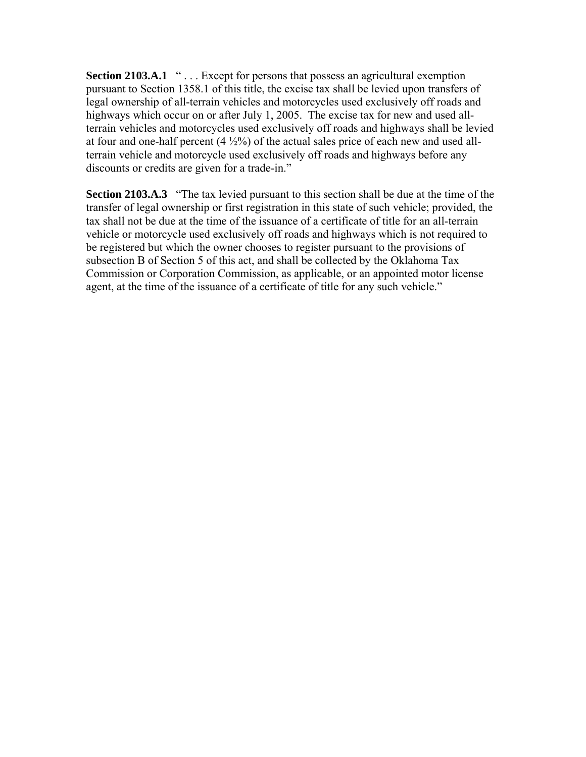**Section 2103.A.1** " . . . Except for persons that possess an agricultural exemption pursuant to Section 1358.1 of this title, the excise tax shall be levied upon transfers of legal ownership of all-terrain vehicles and motorcycles used exclusively off roads and highways which occur on or after July 1, 2005. The excise tax for new and used all-terrain vehicles and motorcycles used exclusively off roads and highways shall be levied at four and one-half percent (4 ½%) of the actual sales price of each new and used all-terrain vehicle and motorcycle used exclusively off roads and highways before any discounts or credits are given for a trade-in."

**Section 2103.A.3** "The tax levied pursuant to this section shall be due at the time of the transfer of legal ownership or first registration in this state of such vehicle; provided, the tax shall not be due at the time of the issuance of a certificate of title for an all-terrain vehicle or motorcycle used exclusively off roads and highways which is not required to be registered but which the owner chooses to register pursuant to the provisions of subsection B of Section 5 of this act, and shall be collected by the Oklahoma Tax Commission or Corporation Commission, as applicable, or an appointed motor license agent, at the time of the issuance of a certificate of title for any such vehicle."